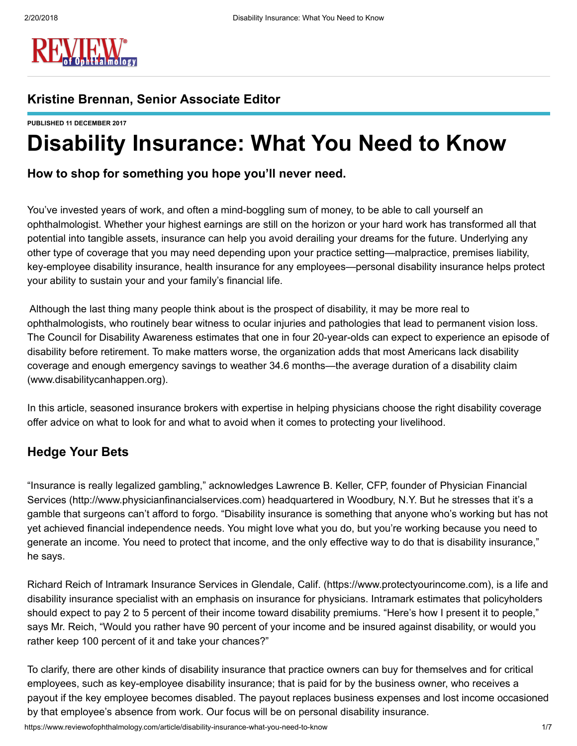## Kristine Brennan, Senior Associate Editor

**PUBLISHED 11 DECEMBER 2017**

# Disability Insurance: What You Need to Know

### How to shop for something you hope you'll never need.

You've invested years of work, and often a mind-boggling sum of money, to be able to call yourself an ophthalmologist. Whether your highest earnings are still on the horizon or your hard work has transformed all that potential into tangible assets, insurance can help you avoid derailing your dreams for the future. Underlying any other type of coverage that you may need depending upon your practice setting—malpractice, premises liability, key-employee disability insurance, health insurance for any employees—personal disability insurance helps protect your ability to sustain your and your family's financial life.

Although the last thing many people think about is the prospect of disability, it may be more real to ophthalmologists, who routinely bear witness to ocular injuries and pathologies that lead to permanent vision loss. The Council for Disability Awareness estimates that one in four 20-year-olds can expect to experience an episode of disability before retirement. To make matters worse, the organization adds that most Americans lack disability coverage and enough emergency savings to weather 34.6 months—the average duration of a disability claim (www.disabilitycanhappen.org).

In this article, seasoned insurance brokers with expertise in helping physicians choose the right disability coverage offer advice on what to look for and what to avoid when it comes to protecting your livelihood.

## Hedge Your Bets

"Insurance is really legalized gambling," acknowledges Lawrence B. Keller, CFP, founder of Physician Financial Services (http://www.physicianfinancialservices.com) headquartered in Woodbury, N.Y. But he stresses that it's a gamble that surgeons can't afford to forgo. "Disability insurance is something that anyone who's working but has not yet achieved financial independence needs. You might love what you do, but you're working because you need to generate an income. You need to protect that income, and the only effective way to do that is disability insurance," he says.

Richard Reich of Intramark Insurance Services in Glendale, Calif. (https://www.protectyourincome.com), is a life and disability insurance specialist with an emphasis on insurance for physicians. Intramark estimates that policyholders should expect to pay 2 to 5 percent of their income toward disability premiums. "Here's how I present it to people," says Mr. Reich, "Would you rather have 90 percent of your income and be insured against disability, or would you rather keep 100 percent of it and take your chances?"

To clarify, there are other kinds of disability insurance that practice owners can buy for themselves and for critical employees, such as key-employee disability insurance; that is paid for by the business owner, who receives a payout if the key employee becomes disabled. The payout replaces business expenses and lost income occasioned by that employee's absence from work. Our focus will be on personal disability insurance.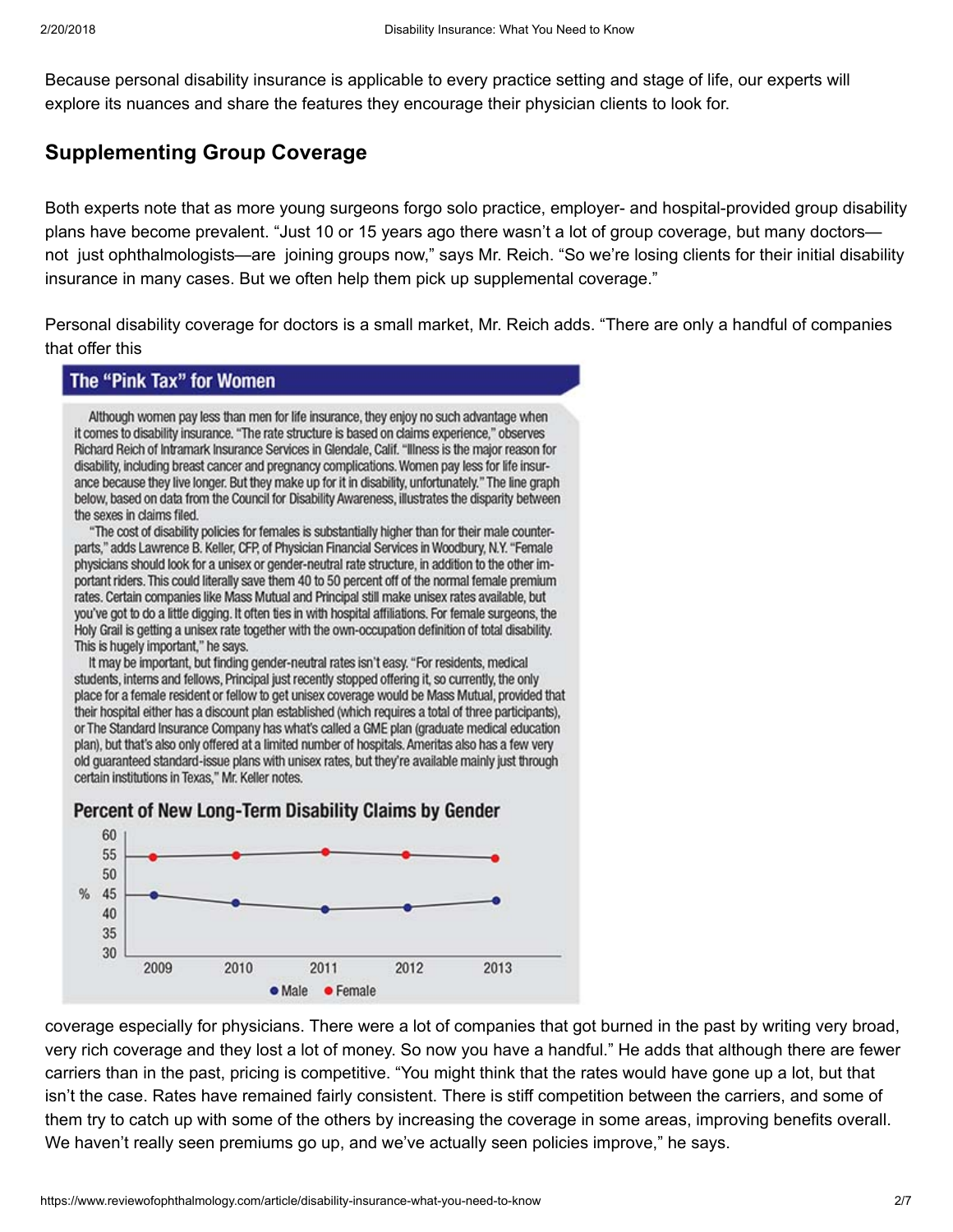Because personal disability insurance is applicable to every practice setting and stage of life, our experts will explore its nuances and share the features they encourage their physician clients to look for.

## Supplementing Group Coverage

Both experts note that as more young surgeons forgo solo practice, employer- and hospital-provided group disability plans have become prevalent. "Just 10 or 15 years ago there wasn't a lot of group coverage, but many doctors—not just ophthalmologists—are joining groups now," says Mr. Reich. "So we're losing clients for their initial disability insurance in many cases. But we often help them pick up supplemental coverage."

Personal disability coverage for doctors is a small market, Mr. Reich adds. "There are only a handful of companies that offer this coverage especially for physicians. There were a lot of companies that got burned in the past by writing very broad, very rich coverage and they lost a lot of money. So now you have a handful." He adds that although there are fewer carriers than in the past, pricing is competitive. "You might think that the rates would have gone up a lot, but that isn't the case. Rates have remained fairly consistent. There is stiff competition between the carriers, and some of them try to catch up with some of the others by increasing the coverage in some areas, improving benefits overall. We haven't really seen premiums go up, and we've actually seen policies improve," he says.

### The "Pink Tax" for Women

Although women pay less than men for life insurance, they enjoy no such advantage when it comes to disability insurance. "The rate structure is based on claims experience," observes Richard Reich of Intramark Insurance Services in Glendale, Calif. "Illness is the major reason for disability, including breast cancer and pregnancy complications. Women pay less for life insurance because they live longer. But they make up for it in disability, unfortunately." The line graph below, based on data from the Council for Disability Awareness, illustrates the disparity between the sexes in claims filed.

"The cost of disability policies for females is substantially higher than for their male counterparts," adds Lawrence B. Keller, CFP, of Physician Financial Services in Woodbury, N.Y. "Female physicians should look for a unisex or gender-neutral rate structure, in addition to the other important riders. This could literally save them 40 to 50 percent off of the normal female premium rates. Certain companies like Mass Mutual and Principal still make unisex rates available, but you've got to do a little digging. It often ties in with hospital affiliations. For female surgeons, the Holy Grail is getting a unisex rate together with the own-occupation definition of total disability. This is hugely important," he says.

It may be important, but finding gender-neutral rates isn't easy. "For residents, medical students, interns and fellows, Principal just recently stopped offering it, so currently, the only place for a female resident or fellow to get unisex coverage would be Mass Mutual, provided that their hospital either has a discount plan established (which requires a total of three participants), or The Standard Insurance Company has what's called a GME plan (graduate medical education plan), but that's also only offered at a limited number of hospitals. Ameritas also has a few very old guaranteed standard-issue plans with unisex rates, but they're available mainly just through certain institutions in Texas," Mr. Keller notes.

**Percent of New Long-Term Disability Claims by Gender**

(Line graph, 2009–2013, % axis 30–60; ● Male ● Female)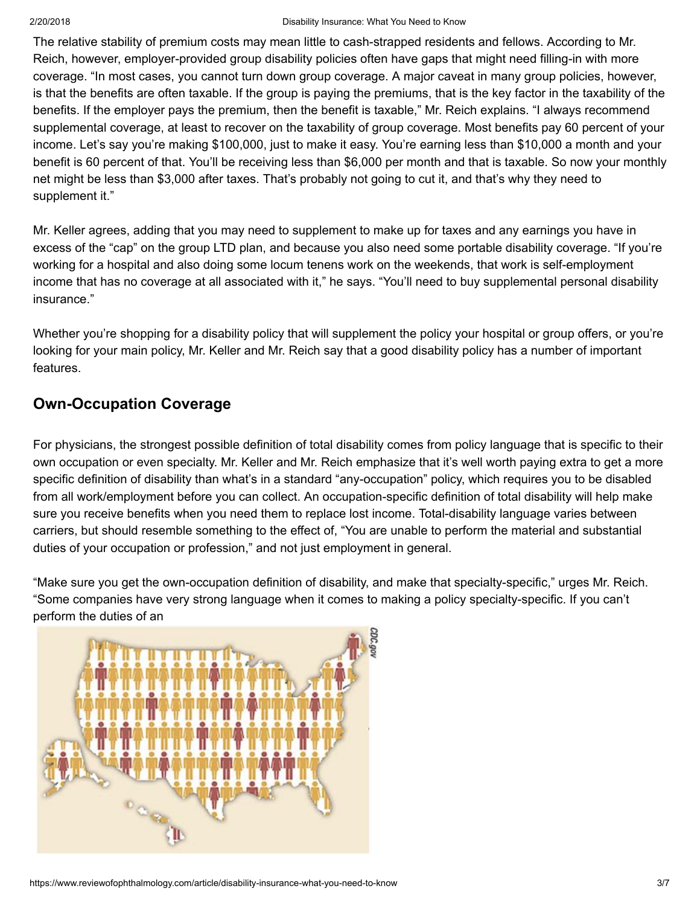The relative stability of premium costs may mean little to cash-strapped residents and fellows. According to Mr. Reich, however, employer-provided group disability policies often have gaps that might need filling-in with more coverage. "In most cases, you cannot turn down group coverage. A major caveat in many group policies, however, is that the benefits are often taxable. If the group is paying the premiums, that is the key factor in the taxability of the benefits. If the employer pays the premium, then the benefit is taxable," Mr. Reich explains. "I always recommend supplemental coverage, at least to recover on the taxability of group coverage. Most benefits pay 60 percent of your income. Let's say you're making $100,000, just to make it easy. You're earning less than $10,000 a month and your benefit is 60 percent of that. You'll be receiving less than $6,000 per month and that is taxable. So now your monthly net might be less than $3,000 after taxes. That's probably not going to cut it, and that's why they need to supplement it."

Mr. Keller agrees, adding that you may need to supplement to make up for taxes and any earnings you have in excess of the "cap" on the group LTD plan, and because you also need some portable disability coverage. "If you're working for a hospital and also doing some locum tenens work on the weekends, that work is self-employment income that has no coverage at all associated with it," he says. "You'll need to buy supplemental personal disability insurance."

Whether you're shopping for a disability policy that will supplement the policy your hospital or group offers, or you're looking for your main policy, Mr. Keller and Mr. Reich say that a good disability policy has a number of important features.

## Own-Occupation Coverage

For physicians, the strongest possible definition of total disability comes from policy language that is specific to their own occupation or even specialty. Mr. Keller and Mr. Reich emphasize that it's well worth paying extra to get a more specific definition of disability than what's in a standard "any-occupation" policy, which requires you to be disabled from all work/employment before you can collect. An occupation-specific definition of total disability will help make sure you receive benefits when you need them to replace lost income. Total-disability language varies between carriers, but should resemble something to the effect of, "You are unable to perform the material and substantial duties of your occupation or profession," and not just employment in general.

"Make sure you get the own-occupation definition of disability, and make that specialty-specific," urges Mr. Reich. "Some companies have very strong language when it comes to making a policy specialty-specific. If you can't perform the duties of an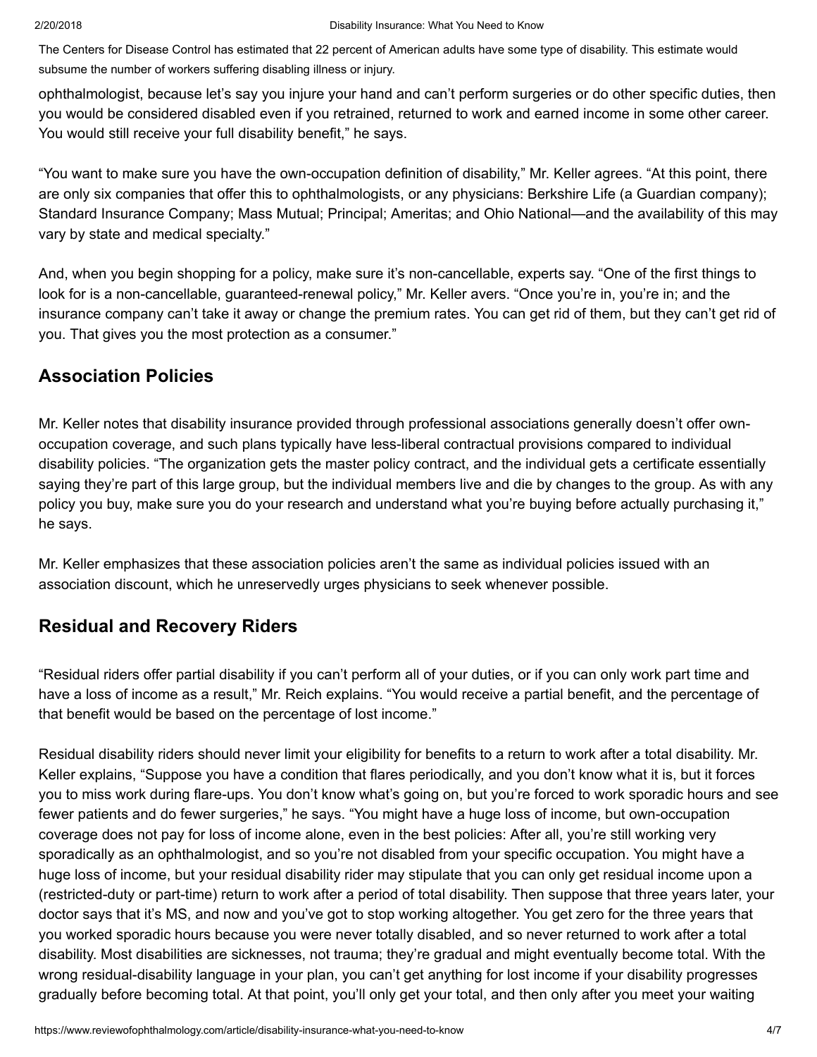The Centers for Disease Control has estimated that 22 percent of American adults have some type of disability. This estimate would subsume the number of workers suffering disabling illness or injury.

ophthalmologist, because let's say you injure your hand and can't perform surgeries or do other specific duties, then you would be considered disabled even if you retrained, returned to work and earned income in some other career. You would still receive your full disability benefit," he says.

"You want to make sure you have the own-occupation definition of disability," Mr. Keller agrees. "At this point, there are only six companies that offer this to ophthalmologists, or any physicians: Berkshire Life (a Guardian company); Standard Insurance Company; Mass Mutual; Principal; Ameritas; and Ohio National—and the availability of this may vary by state and medical specialty."

And, when you begin shopping for a policy, make sure it's non-cancellable, experts say. "One of the first things to look for is a non-cancellable, guaranteed-renewal policy," Mr. Keller avers. "Once you're in, you're in; and the insurance company can't take it away or change the premium rates. You can get rid of them, but they can't get rid of you. That gives you the most protection as a consumer."

## Association Policies

Mr. Keller notes that disability insurance provided through professional associations generally doesn't offer own-occupation coverage, and such plans typically have less-liberal contractual provisions compared to individual disability policies. "The organization gets the master policy contract, and the individual gets a certificate essentially saying they're part of this large group, but the individual members live and die by changes to the group. As with any policy you buy, make sure you do your research and understand what you're buying before actually purchasing it," he says.

Mr. Keller emphasizes that these association policies aren't the same as individual policies issued with an association discount, which he unreservedly urges physicians to seek whenever possible.

## Residual and Recovery Riders

"Residual riders offer partial disability if you can't perform all of your duties, or if you can only work part time and have a loss of income as a result," Mr. Reich explains. "You would receive a partial benefit, and the percentage of that benefit would be based on the percentage of lost income."

Residual disability riders should never limit your eligibility for benefits to a return to work after a total disability. Mr. Keller explains, "Suppose you have a condition that flares periodically, and you don't know what it is, but it forces you to miss work during flare-ups. You don't know what's going on, but you're forced to work sporadic hours and see fewer patients and do fewer surgeries," he says. "You might have a huge loss of income, but own-occupation coverage does not pay for loss of income alone, even in the best policies: After all, you're still working very sporadically as an ophthalmologist, and so you're not disabled from your specific occupation. You might have a huge loss of income, but your residual disability rider may stipulate that you can only get residual income upon a (restricted-duty or part-time) return to work after a period of total disability. Then suppose that three years later, your doctor says that it's MS, and now and you've got to stop working altogether. You get zero for the three years that you worked sporadic hours because you were never totally disabled, and so never returned to work after a total disability. Most disabilities are sicknesses, not trauma; they're gradual and might eventually become total. With the wrong residual-disability language in your plan, you can't get anything for lost income if your disability progresses gradually before becoming total. At that point, you'll only get your total, and then only after you meet your waiting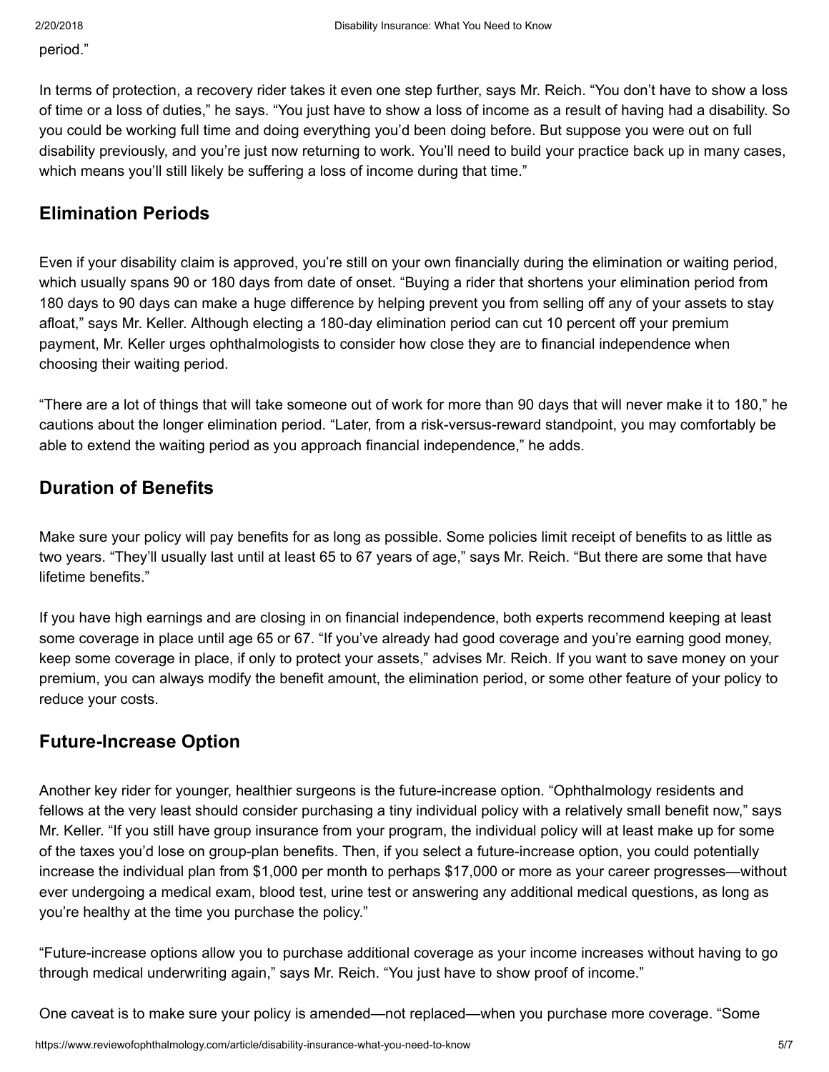period."

In terms of protection, a recovery rider takes it even one step further, says Mr. Reich. "You don't have to show a loss of time or a loss of duties," he says. "You just have to show a loss of income as a result of having had a disability. So you could be working full time and doing everything you'd been doing before. But suppose you were out on full disability previously, and you're just now returning to work. You'll need to build your practice back up in many cases, which means you'll still likely be suffering a loss of income during that time."

## Elimination Periods

Even if your disability claim is approved, you're still on your own financially during the elimination or waiting period, which usually spans 90 or 180 days from date of onset. "Buying a rider that shortens your elimination period from 180 days to 90 days can make a huge difference by helping prevent you from selling off any of your assets to stay afloat," says Mr. Keller. Although electing a 180-day elimination period can cut 10 percent off your premium payment, Mr. Keller urges ophthalmologists to consider how close they are to financial independence when choosing their waiting period.

"There are a lot of things that will take someone out of work for more than 90 days that will never make it to 180," he cautions about the longer elimination period. "Later, from a risk-versus-reward standpoint, you may comfortably be able to extend the waiting period as you approach financial independence," he adds.

## Duration of Benefits

Make sure your policy will pay benefits for as long as possible. Some policies limit receipt of benefits to as little as two years. "They'll usually last until at least 65 to 67 years of age," says Mr. Reich. "But there are some that have lifetime benefits."

If you have high earnings and are closing in on financial independence, both experts recommend keeping at least some coverage in place until age 65 or 67. "If you've already had good coverage and you're earning good money, keep some coverage in place, if only to protect your assets," advises Mr. Reich. If you want to save money on your premium, you can always modify the benefit amount, the elimination period, or some other feature of your policy to reduce your costs.

## Future-Increase Option

Another key rider for younger, healthier surgeons is the future-increase option. "Ophthalmology residents and fellows at the very least should consider purchasing a tiny individual policy with a relatively small benefit now," says Mr. Keller. "If you still have group insurance from your program, the individual policy will at least make up for some of the taxes you'd lose on group-plan benefits. Then, if you select a future-increase option, you could potentially increase the individual plan from $1,000 per month to perhaps $17,000 or more as your career progresses—without ever undergoing a medical exam, blood test, urine test or answering any additional medical questions, as long as you're healthy at the time you purchase the policy."

"Future-increase options allow you to purchase additional coverage as your income increases without having to go through medical underwriting again," says Mr. Reich. "You just have to show proof of income."

One caveat is to make sure your policy is amended—not replaced—when you purchase more coverage. "Some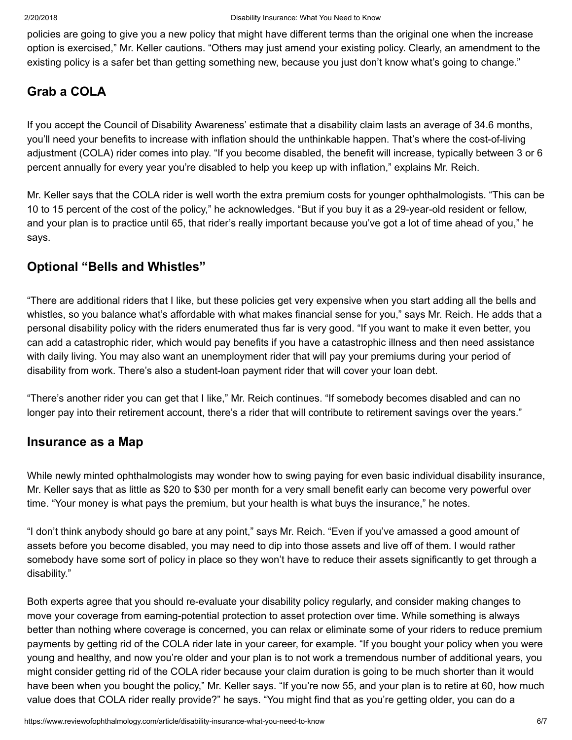policies are going to give you a new policy that might have different terms than the original one when the increase option is exercised," Mr. Keller cautions. "Others may just amend your existing policy. Clearly, an amendment to the existing policy is a safer bet than getting something new, because you just don't know what's going to change."

## Grab a COLA

If you accept the Council of Disability Awareness' estimate that a disability claim lasts an average of 34.6 months, you'll need your benefits to increase with inflation should the unthinkable happen. That's where the cost-of-living adjustment (COLA) rider comes into play. "If you become disabled, the benefit will increase, typically between 3 or 6 percent annually for every year you're disabled to help you keep up with inflation," explains Mr. Reich.

Mr. Keller says that the COLA rider is well worth the extra premium costs for younger ophthalmologists. "This can be 10 to 15 percent of the cost of the policy," he acknowledges. "But if you buy it as a 29-year-old resident or fellow, and your plan is to practice until 65, that rider's really important because you've got a lot of time ahead of you," he says.

## Optional "Bells and Whistles"

"There are additional riders that I like, but these policies get very expensive when you start adding all the bells and whistles, so you balance what's affordable with what makes financial sense for you," says Mr. Reich. He adds that a personal disability policy with the riders enumerated thus far is very good. "If you want to make it even better, you can add a catastrophic rider, which would pay benefits if you have a catastrophic illness and then need assistance with daily living. You may also want an unemployment rider that will pay your premiums during your period of disability from work. There's also a student-loan payment rider that will cover your loan debt.

"There's another rider you can get that I like," Mr. Reich continues. "If somebody becomes disabled and can no longer pay into their retirement account, there's a rider that will contribute to retirement savings over the years."

## Insurance as a Map

While newly minted ophthalmologists may wonder how to swing paying for even basic individual disability insurance, Mr. Keller says that as little as $20 to $30 per month for a very small benefit early can become very powerful over time. "Your money is what pays the premium, but your health is what buys the insurance," he notes.

"I don't think anybody should go bare at any point," says Mr. Reich. "Even if you've amassed a good amount of assets before you become disabled, you may need to dip into those assets and live off of them. I would rather somebody have some sort of policy in place so they won't have to reduce their assets significantly to get through a disability."

Both experts agree that you should re-evaluate your disability policy regularly, and consider making changes to move your coverage from earning-potential protection to asset protection over time. While something is always better than nothing where coverage is concerned, you can relax or eliminate some of your riders to reduce premium payments by getting rid of the COLA rider late in your career, for example. "If you bought your policy when you were young and healthy, and now you're older and your plan is to not work a tremendous number of additional years, you might consider getting rid of the COLA rider because your claim duration is going to be much shorter than it would have been when you bought the policy," Mr. Keller says. "If you're now 55, and your plan is to retire at 60, how much value does that COLA rider really provide?" he says. "You might find that as you're getting older, you can do a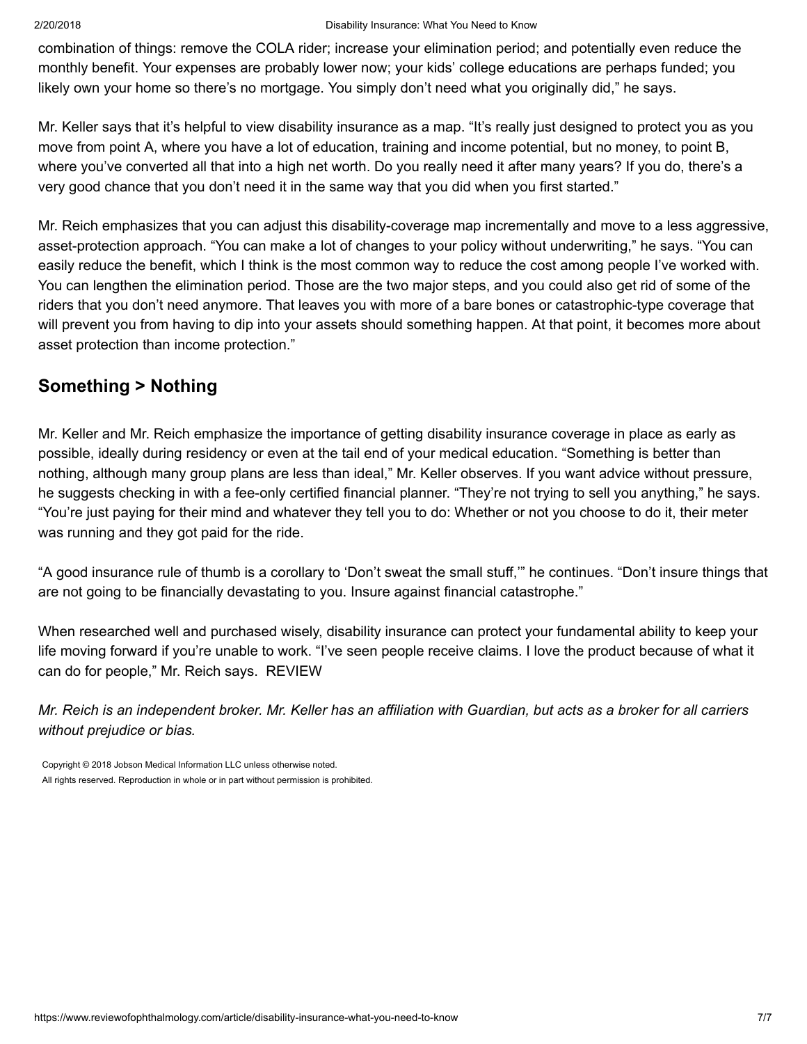combination of things: remove the COLA rider; increase your elimination period; and potentially even reduce the monthly benefit. Your expenses are probably lower now; your kids' college educations are perhaps funded; you likely own your home so there's no mortgage. You simply don't need what you originally did," he says.

Mr. Keller says that it's helpful to view disability insurance as a map. "It's really just designed to protect you as you move from point A, where you have a lot of education, training and income potential, but no money, to point B, where you've converted all that into a high net worth. Do you really need it after many years? If you do, there's a very good chance that you don't need it in the same way that you did when you first started."

Mr. Reich emphasizes that you can adjust this disability-coverage map incrementally and move to a less aggressive, asset-protection approach. "You can make a lot of changes to your policy without underwriting," he says. "You can easily reduce the benefit, which I think is the most common way to reduce the cost among people I've worked with. You can lengthen the elimination period. Those are the two major steps, and you could also get rid of some of the riders that you don't need anymore. That leaves you with more of a bare bones or catastrophic-type coverage that will prevent you from having to dip into your assets should something happen. At that point, it becomes more about asset protection than income protection."

## Something > Nothing

Mr. Keller and Mr. Reich emphasize the importance of getting disability insurance coverage in place as early as possible, ideally during residency or even at the tail end of your medical education. "Something is better than nothing, although many group plans are less than ideal," Mr. Keller observes. If you want advice without pressure, he suggests checking in with a fee-only certified financial planner. "They're not trying to sell you anything," he says. "You're just paying for their mind and whatever they tell you to do: Whether or not you choose to do it, their meter was running and they got paid for the ride.

"A good insurance rule of thumb is a corollary to 'Don't sweat the small stuff,'" he continues. "Don't insure things that are not going to be financially devastating to you. Insure against financial catastrophe."

When researched well and purchased wisely, disability insurance can protect your fundamental ability to keep your life moving forward if you're unable to work. "I've seen people receive claims. I love the product because of what it can do for people," Mr. Reich says. REVIEW

*Mr. Reich is an independent broker. Mr. Keller has an affiliation with Guardian, but acts as a broker for all carriers without prejudice or bias.*

Copyright © 2018 Jobson Medical Information LLC unless otherwise noted.
All rights reserved. Reproduction in whole or in part without permission is prohibited.